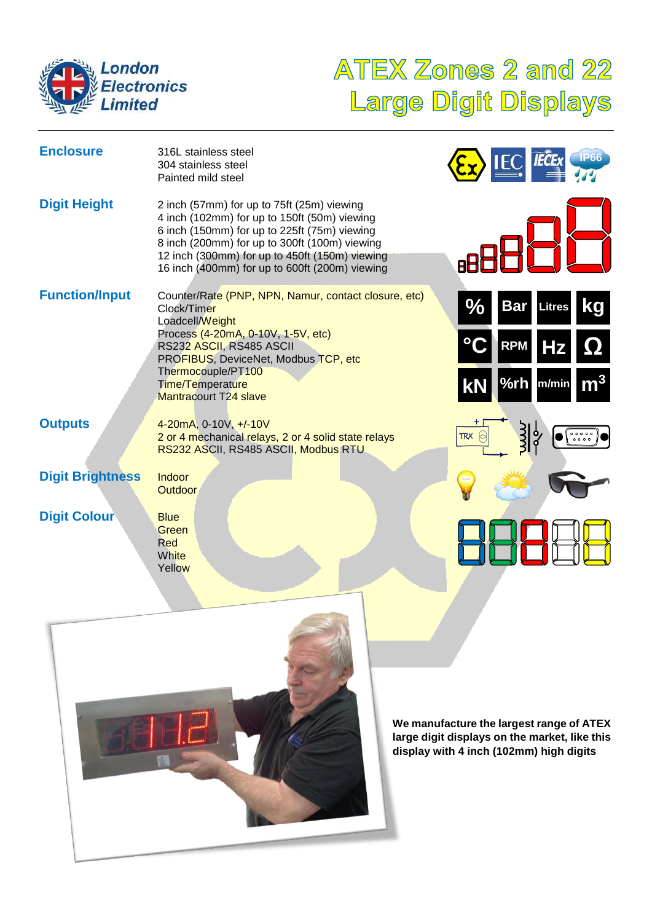London Electronics Limited

# ATEX Zones 2 and 22 Large Digit Displays

## Enclosure

316L stainless steel
304 stainless steel
Painted mild steel

## Digit Height

2 inch (57mm) for up to 75ft (25m) viewing
4 inch (102mm) for up to 150ft (50m) viewing
6 inch (150mm) for up to 225ft (75m) viewing
8 inch (200mm) for up to 300ft (100m) viewing
12 inch (300mm) for up to 450ft (150m) viewing
16 inch (400mm) for up to 600ft (200m) viewing

## Function/Input

Counter/Rate (PNP, NPN, Namur, contact closure, etc)
Clock/Timer
Loadcell/Weight
Process (4-20mA, 0-10V, 1-5V, etc)
RS232 ASCII, RS485 ASCII
PROFIBUS, DeviceNet, Modbus TCP, etc
Thermocouple/PT100
Time/Temperature
Mantracourt T24 slave

## Outputs

4-20mA, 0-10V, +/-10V
2 or 4 mechanical relays, 2 or 4 solid state relays
RS232 ASCII, RS485 ASCII, Modbus RTU

## Digit Brightness

Indoor
Outdoor

## Digit Colour

Blue
Green
Red
White
Yellow

**We manufacture the largest range of ATEX large digit displays on the market, like this display with 4 inch (102mm) high digits**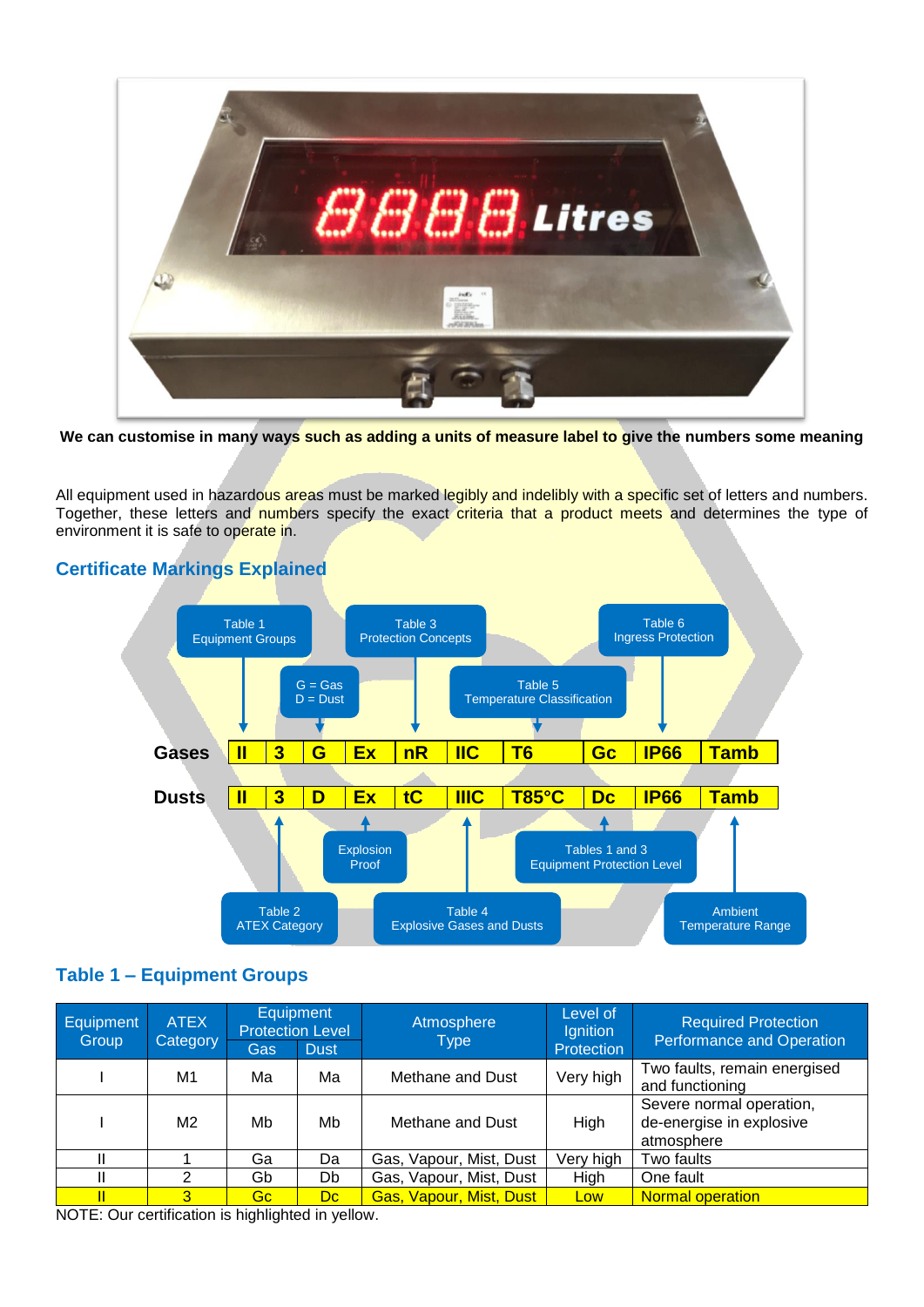**We can customise in many ways such as adding a units of measure label to give the numbers some meaning**

All equipment used in hazardous areas must be marked legibly and indelibly with a specific set of letters and numbers. Together, these letters and numbers specify the exact criteria that a product meets and determines the type of environment it is safe to operate in.

## Certificate Markings Explained

| | Table 1 Equipment Groups | Table 2 ATEX Category | G = Gas D = Dust | Explosion Proof | Table 3 Protection Concepts | Table 4 Explosive Gases and Dusts | Table 5 Temperature Classification | Tables 1 and 3 Equipment Protection Level | Table 6 Ingress Protection | Ambient Temperature Range |
|---|---|---|---|---|---|---|---|---|---|---|
| **Gases** | II | 3 | G | Ex | nR | IIC | T6 | Gc | IP66 | Tamb |
| **Dusts** | II | 3 | D | Ex | tC | IIIC | T85°C | Dc | IP66 | Tamb |

## Table 1 – Equipment Groups

| Equipment Group | ATEX Category | Equipment Protection Level | | Atmosphere Type | Level of Ignition Protection | Required Protection Performance and Operation |
|---|---|---|---|---|---|---|
| | | Gas | Dust | | | |
| I | M1 | Ma | Ma | Methane and Dust | Very high | Two faults, remain energised and functioning |
| I | M2 | Mb | Mb | Methane and Dust | High | Severe normal operation, de-energise in explosive atmosphere |
| II | 1 | Ga | Da | Gas, Vapour, Mist, Dust | Very high | Two faults |
| II | 2 | Gb | Db | Gas, Vapour, Mist, Dust | High | One fault |
| II | 3 | Gc | Dc | Gas, Vapour, Mist, Dust | Low | Normal operation |

NOTE: Our certification is highlighted in yellow.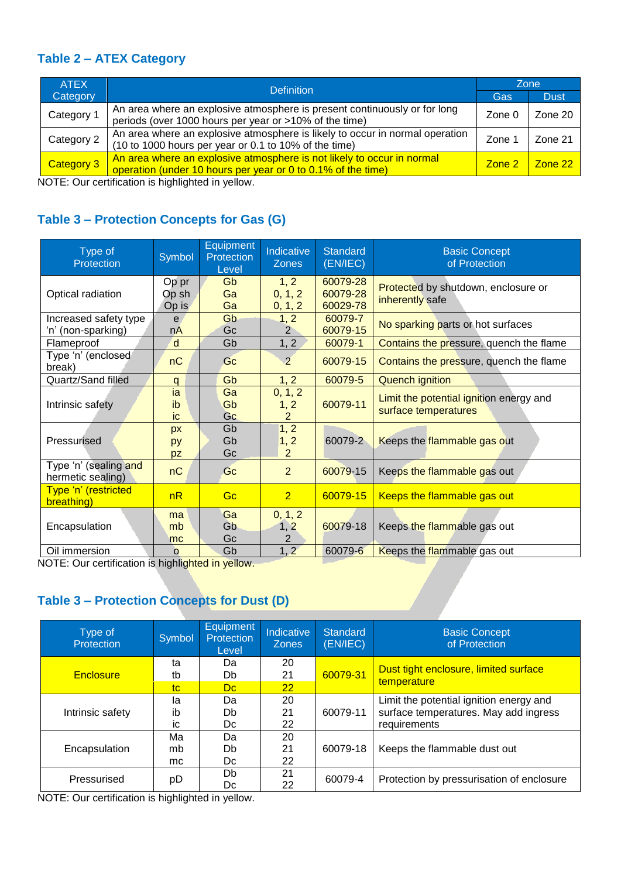### Table 2 – ATEX Category

| ATEX Category | Definition | Zone | |
|---|---|---|---|
| | | Gas | Dust |
| Category 1 | An area where an explosive atmosphere is present continuously or for long periods (over 1000 hours per year or >10% of the time) | Zone 0 | Zone 20 |
| Category 2 | An area where an explosive atmosphere is likely to occur in normal operation (10 to 1000 hours per year or 0.1 to 10% of the time) | Zone 1 | Zone 21 |
| Category 3 | An area where an explosive atmosphere is not likely to occur in normal operation (under 10 hours per year or 0 to 0.1% of the time) | Zone 2 | Zone 22 |

NOTE: Our certification is highlighted in yellow.

### Table 3 – Protection Concepts for Gas (G)

| Type of Protection | Symbol | Equipment Protection Level | Indicative Zones | Standard (EN/IEC) | Basic Concept of Protection |
|---|---|---|---|---|---|
| Optical radiation | Op pr<br>Op sh<br>Op is | Gb<br>Ga<br>Ga | 1, 2<br>0, 1, 2<br>0, 1, 2 | 60079-28<br>60079-28<br>60029-78 | Protected by shutdown, enclosure or inherently safe |
| Increased safety type 'n' (non-sparking) | e<br>nA | Gb<br>Gc | 1, 2<br>2 | 60079-7<br>60079-15 | No sparking parts or hot surfaces |
| Flameproof | d | Gb | 1, 2 | 60079-1 | Contains the pressure, quench the flame |
| Type 'n' (enclosed break) | nC | Gc | 2 | 60079-15 | Contains the pressure, quench the flame |
| Quartz/Sand filled | q | Gb | 1, 2 | 60079-5 | Quench ignition |
| Intrinsic safety | ia<br>ib<br>ic | Ga<br>Gb<br>Gc | 0, 1, 2<br>1, 2<br>2 | 60079-11 | Limit the potential ignition energy and surface temperatures |
| Pressurised | px<br>py<br>pz | Gb<br>Gb<br>Gc | 1, 2<br>1, 2<br>2 | 60079-2 | Keeps the flammable gas out |
| Type 'n' (sealing and hermetic sealing) | nC | Gc | 2 | 60079-15 | Keeps the flammable gas out |
| Type 'n' (restricted breathing) | nR | Gc | 2 | 60079-15 | Keeps the flammable gas out |
| Encapsulation | ma<br>mb<br>mc | Ga<br>Gb<br>Gc | 0, 1, 2<br>1, 2<br>2 | 60079-18 | Keeps the flammable gas out |
| Oil immersion | o | Gb | 1, 2 | 60079-6 | Keeps the flammable gas out |

NOTE: Our certification is highlighted in yellow.

### Table 3 – Protection Concepts for Dust (D)

| Type of Protection | Symbol | Equipment Protection Level | Indicative Zones | Standard (EN/IEC) | Basic Concept of Protection |
|---|---|---|---|---|---|
| Enclosure | ta<br>tb<br>tc | Da<br>Db<br>Dc | 20<br>21<br>22 | 60079-31 | Dust tight enclosure, limited surface temperature |
| Intrinsic safety | Ia<br>ib<br>ic | Da<br>Db<br>Dc | 20<br>21<br>22 | 60079-11 | Limit the potential ignition energy and surface temperatures. May add ingress requirements |
| Encapsulation | Ma<br>mb<br>mc | Da<br>Db<br>Dc | 20<br>21<br>22 | 60079-18 | Keeps the flammable dust out |
| Pressurised | pD | Db<br>Dc | 21<br>22 | 60079-4 | Protection by pressurisation of enclosure |

NOTE: Our certification is highlighted in yellow.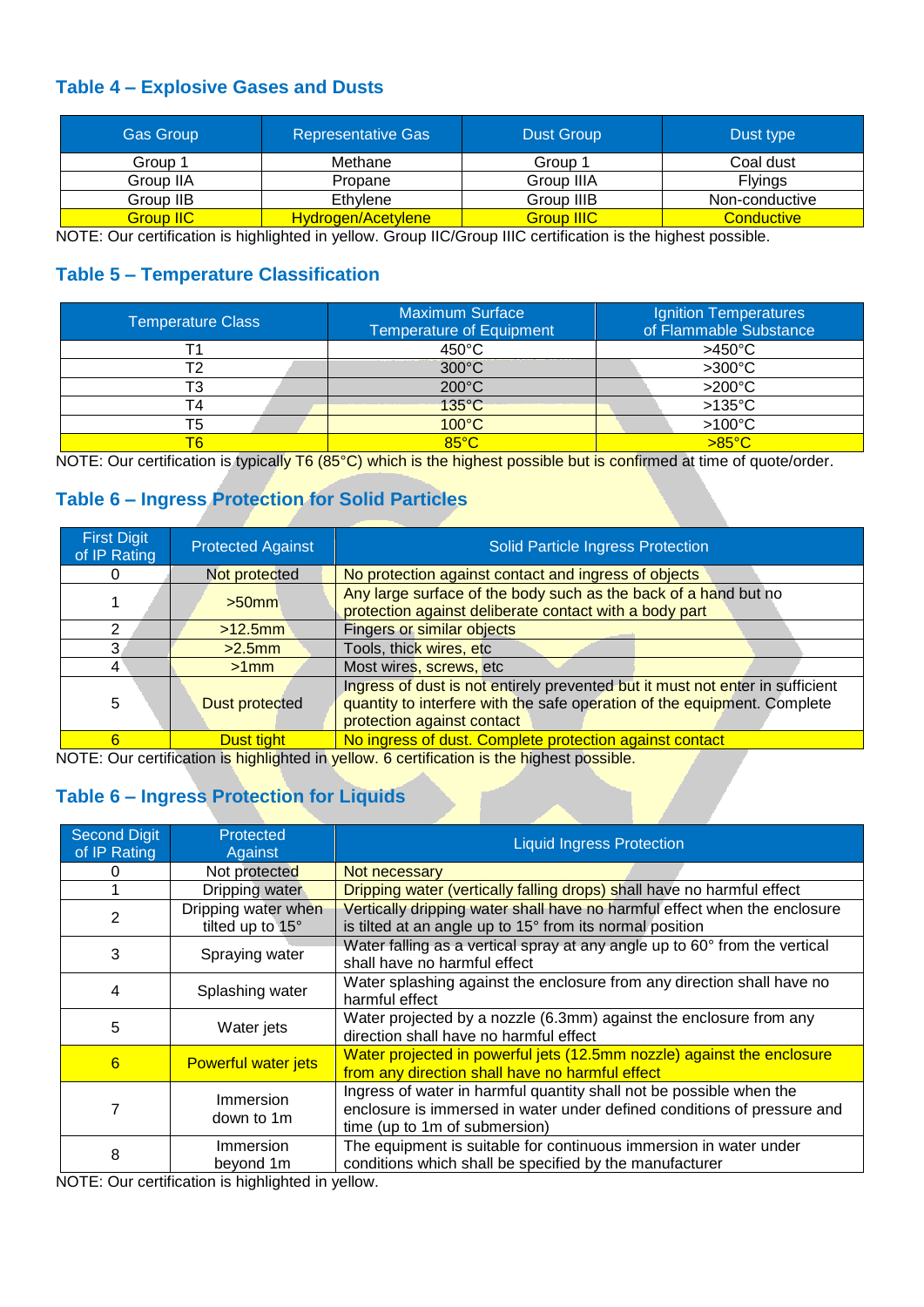### Table 4 – Explosive Gases and Dusts

| Gas Group | Representative Gas | Dust Group | Dust type |
|---|---|---|---|
| Group 1 | Methane | Group 1 | Coal dust |
| Group IIA | Propane | Group IIIA | Flyings |
| Group IIB | Ethylene | Group IIIB | Non-conductive |
| Group IIC | Hydrogen/Acetylene | Group IIIC | Conductive |

NOTE: Our certification is highlighted in yellow. Group IIC/Group IIIC certification is the highest possible.

### Table 5 – Temperature Classification

| Temperature Class | Maximum Surface Temperature of Equipment | Ignition Temperatures of Flammable Substance |
|---|---|---|
| T1 | 450°C | >450°C |
| T2 | 300°C | >300°C |
| T3 | 200°C | >200°C |
| T4 | 135°C | >135°C |
| T5 | 100°C | >100°C |
| T6 | 85°C | >85°C |

NOTE: Our certification is typically T6 (85°C) which is the highest possible but is confirmed at time of quote/order.

### Table 6 – Ingress Protection for Solid Particles

| First Digit of IP Rating | Protected Against | Solid Particle Ingress Protection |
|---|---|---|
| 0 | Not protected | No protection against contact and ingress of objects |
| 1 | >50mm | Any large surface of the body such as the back of a hand but no protection against deliberate contact with a body part |
| 2 | >12.5mm | Fingers or similar objects |
| 3 | >2.5mm | Tools, thick wires, etc |
| 4 | >1mm | Most wires, screws, etc |
| 5 | Dust protected | Ingress of dust is not entirely prevented but it must not enter in sufficient quantity to interfere with the safe operation of the equipment. Complete protection against contact |
| 6 | Dust tight | No ingress of dust. Complete protection against contact |

NOTE: Our certification is highlighted in yellow. 6 certification is the highest possible.

### Table 6 – Ingress Protection for Liquids

| Second Digit of IP Rating | Protected Against | Liquid Ingress Protection |
|---|---|---|
| 0 | Not protected | Not necessary |
| 1 | Dripping water | Dripping water (vertically falling drops) shall have no harmful effect |
| 2 | Dripping water when tilted up to 15° | Vertically dripping water shall have no harmful effect when the enclosure is tilted at an angle up to 15° from its normal position |
| 3 | Spraying water | Water falling as a vertical spray at any angle up to 60° from the vertical shall have no harmful effect |
| 4 | Splashing water | Water splashing against the enclosure from any direction shall have no harmful effect |
| 5 | Water jets | Water projected by a nozzle (6.3mm) against the enclosure from any direction shall have no harmful effect |
| 6 | Powerful water jets | Water projected in powerful jets (12.5mm nozzle) against the enclosure from any direction shall have no harmful effect |
| 7 | Immersion down to 1m | Ingress of water in harmful quantity shall not be possible when the enclosure is immersed in water under defined conditions of pressure and time (up to 1m of submersion) |
| 8 | Immersion beyond 1m | The equipment is suitable for continuous immersion in water under conditions which shall be specified by the manufacturer |

NOTE: Our certification is highlighted in yellow.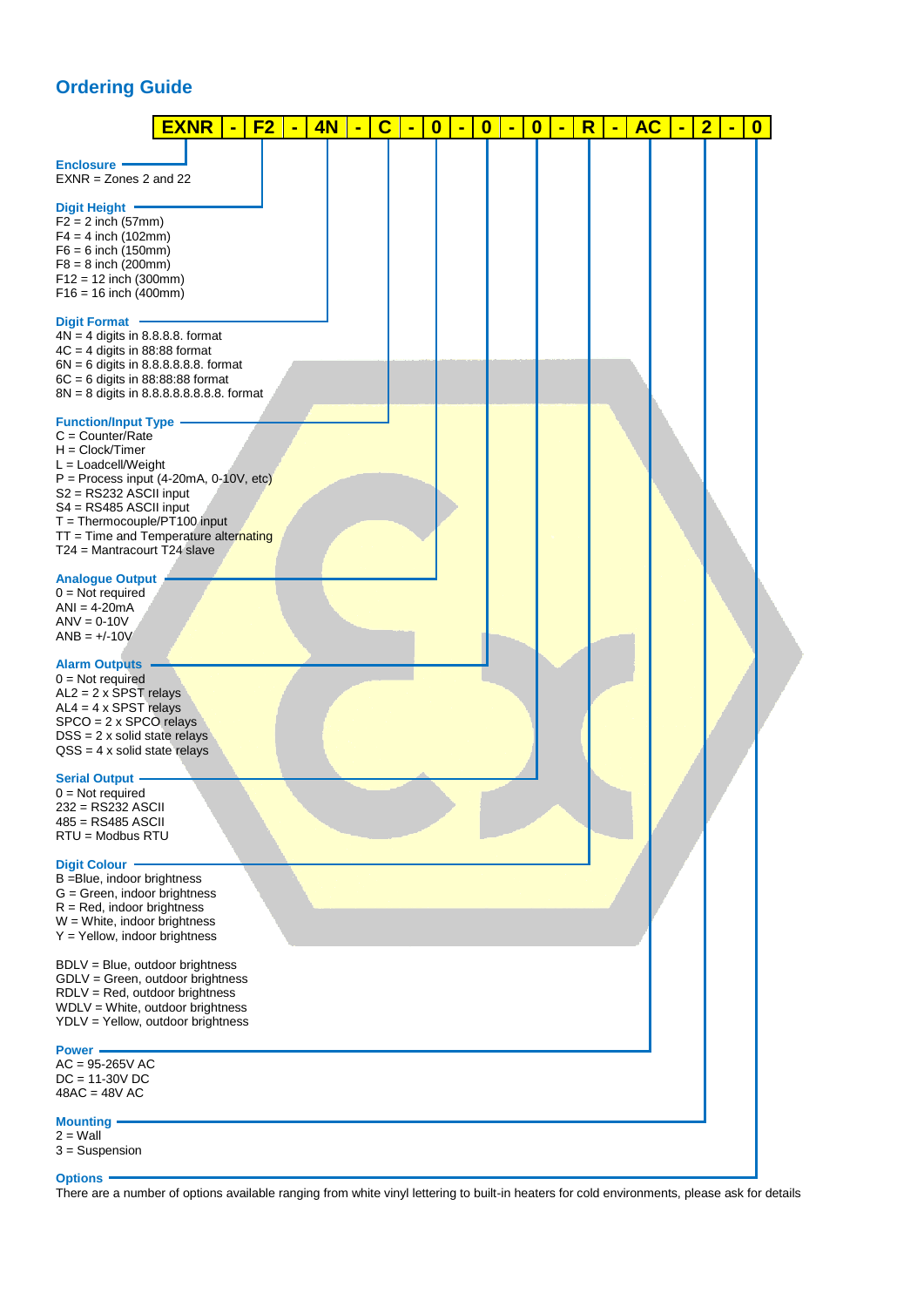## Ordering Guide

**EXNR - F2 - 4N - C - 0 - 0 - 0 - R - AC - 2 - 0**

**Enclosure**
EXNR = Zones 2 and 22

**Digit Height**
F2 = 2 inch (57mm)
F4 = 4 inch (102mm)
F6 = 6 inch (150mm)
F8 = 8 inch (200mm)
F12 = 12 inch (300mm)
F16 = 16 inch (400mm)

**Digit Format**
4N = 4 digits in 8.8.8.8. format
4C = 4 digits in 88:88 format
6N = 6 digits in 8.8.8.8.8.8. format
6C = 6 digits in 88:88:88 format
8N = 8 digits in 8.8.8.8.8.8.8.8. format

**Function/Input Type**
C = Counter/Rate
H = Clock/Timer
L = Loadcell/Weight
P = Process input (4-20mA, 0-10V, etc)
S2 = RS232 ASCII input
S4 = RS485 ASCII input
T = Thermocouple/PT100 input
TT = Time and Temperature alternating
T24 = Mantracourt T24 slave

**Analogue Output**
0 = Not required
ANI = 4-20mA
ANV = 0-10V
ANB = +/-10V

**Alarm Outputs**
0 = Not required
AL2 = 2 x SPST relays
AL4 = 4 x SPST relays
SPCO = 2 x SPCO relays
DSS = 2 x solid state relays
QSS = 4 x solid state relays

**Serial Output**
0 = Not required
232 = RS232 ASCII
485 = RS485 ASCII
RTU = Modbus RTU

**Digit Colour**
B =Blue, indoor brightness
G = Green, indoor brightness
R = Red, indoor brightness
W = White, indoor brightness
Y = Yellow, indoor brightness

BDLV = Blue, outdoor brightness
GDLV = Green, outdoor brightness
RDLV = Red, outdoor brightness
WDLV = White, outdoor brightness
YDLV = Yellow, outdoor brightness

**Power**
AC = 95-265V AC
DC = 11-30V DC
48AC = 48V AC

**Mounting**
2 = Wall
3 = Suspension

**Options**
There are a number of options available ranging from white vinyl lettering to built-in heaters for cold environments, please ask for details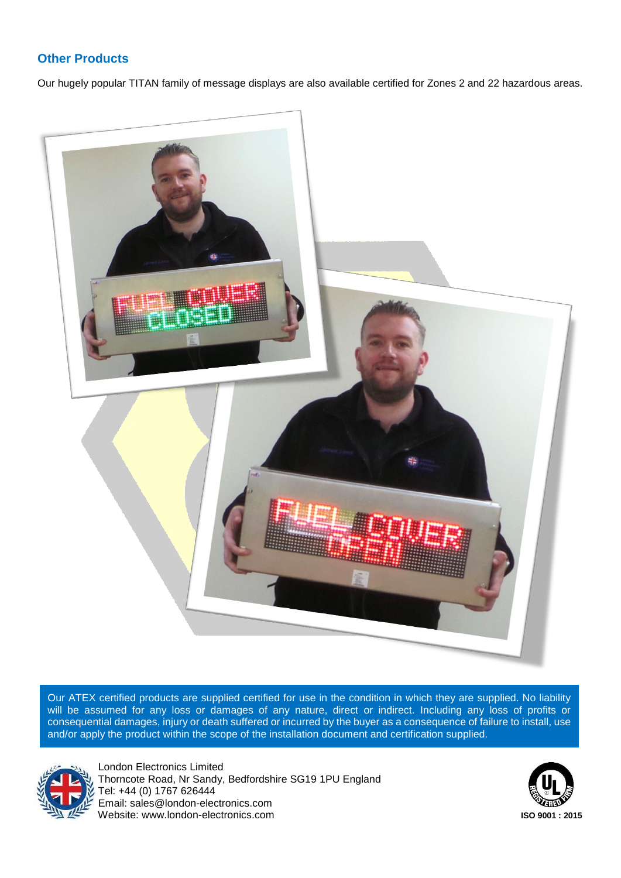## Other Products

Our hugely popular TITAN family of message displays are also available certified for Zones 2 and 22 hazardous areas.

Our ATEX certified products are supplied certified for use in the condition in which they are supplied. No liability will be assumed for any loss or damages of any nature, direct or indirect. Including any loss of profits or consequential damages, injury or death suffered or incurred by the buyer as a consequence of failure to install, use and/or apply the product within the scope of the installation document and certification supplied.

London Electronics Limited
Thorncote Road, Nr Sandy, Bedfordshire SG19 1PU England
Tel: +44 (0) 1767 626444
Email: sales@london-electronics.com
Website: www.london-electronics.com

ISO 9001 : 2015